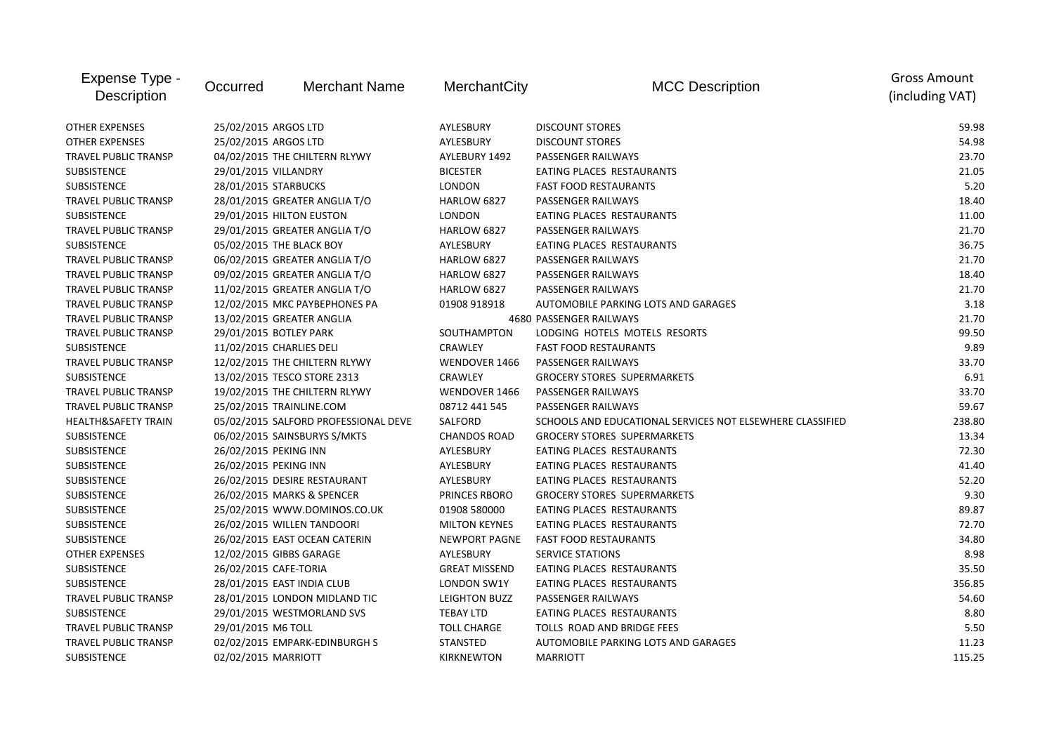| Expense Type - Description | Occurred | Merchant Name | MerchantCity | MCC Description | Gross Amount (including VAT) |
|---|---|---|---|---|---|
| OTHER EXPENSES | 25/02/2015 | ARGOS LTD | AYLESBURY | DISCOUNT STORES | 59.98 |
| OTHER EXPENSES | 25/02/2015 | ARGOS LTD | AYLESBURY | DISCOUNT STORES | 54.98 |
| TRAVEL PUBLIC TRANSP | 04/02/2015 | THE CHILTERN RLYWY | AYLEBURY 1492 | PASSENGER RAILWAYS | 23.70 |
| SUBSISTENCE | 29/01/2015 | VILLANDRY | BICESTER | EATING PLACES RESTAURANTS | 21.05 |
| SUBSISTENCE | 28/01/2015 | STARBUCKS | LONDON | FAST FOOD RESTAURANTS | 5.20 |
| TRAVEL PUBLIC TRANSP | 28/01/2015 | GREATER ANGLIA T/O | HARLOW 6827 | PASSENGER RAILWAYS | 18.40 |
| SUBSISTENCE | 29/01/2015 | HILTON EUSTON | LONDON | EATING PLACES RESTAURANTS | 11.00 |
| TRAVEL PUBLIC TRANSP | 29/01/2015 | GREATER ANGLIA T/O | HARLOW 6827 | PASSENGER RAILWAYS | 21.70 |
| SUBSISTENCE | 05/02/2015 | THE BLACK BOY | AYLESBURY | EATING PLACES RESTAURANTS | 36.75 |
| TRAVEL PUBLIC TRANSP | 06/02/2015 | GREATER ANGLIA T/O | HARLOW 6827 | PASSENGER RAILWAYS | 21.70 |
| TRAVEL PUBLIC TRANSP | 09/02/2015 | GREATER ANGLIA T/O | HARLOW 6827 | PASSENGER RAILWAYS | 18.40 |
| TRAVEL PUBLIC TRANSP | 11/02/2015 | GREATER ANGLIA T/O | HARLOW 6827 | PASSENGER RAILWAYS | 21.70 |
| TRAVEL PUBLIC TRANSP | 12/02/2015 | MKC PAYBEPHONES PA | 01908 918918 | AUTOMOBILE PARKING LOTS AND GARAGES | 3.18 |
| TRAVEL PUBLIC TRANSP | 13/02/2015 | GREATER ANGLIA | 4680 | PASSENGER RAILWAYS | 21.70 |
| TRAVEL PUBLIC TRANSP | 29/01/2015 | BOTLEY PARK | SOUTHAMPTON | LODGING HOTELS MOTELS RESORTS | 99.50 |
| SUBSISTENCE | 11/02/2015 | CHARLIES DELI | CRAWLEY | FAST FOOD RESTAURANTS | 9.89 |
| TRAVEL PUBLIC TRANSP | 12/02/2015 | THE CHILTERN RLYWY | WENDOVER 1466 | PASSENGER RAILWAYS | 33.70 |
| SUBSISTENCE | 13/02/2015 | TESCO STORE 2313 | CRAWLEY | GROCERY STORES SUPERMARKETS | 6.91 |
| TRAVEL PUBLIC TRANSP | 19/02/2015 | THE CHILTERN RLYWY | WENDOVER 1466 | PASSENGER RAILWAYS | 33.70 |
| TRAVEL PUBLIC TRANSP | 25/02/2015 | TRAINLINE.COM | 08712 441 545 | PASSENGER RAILWAYS | 59.67 |
| HEALTH&SAFETY TRAIN | 05/02/2015 | SALFORD PROFESSIONAL DEVE | SALFORD | SCHOOLS AND EDUCATIONAL SERVICES NOT ELSEWHERE CLASSIFIED | 238.80 |
| SUBSISTENCE | 06/02/2015 | SAINSBURYS S/MKTS | CHANDOS ROAD | GROCERY STORES SUPERMARKETS | 13.34 |
| SUBSISTENCE | 26/02/2015 | PEKING INN | AYLESBURY | EATING PLACES RESTAURANTS | 72.30 |
| SUBSISTENCE | 26/02/2015 | PEKING INN | AYLESBURY | EATING PLACES RESTAURANTS | 41.40 |
| SUBSISTENCE | 26/02/2015 | DESIRE RESTAURANT | AYLESBURY | EATING PLACES RESTAURANTS | 52.20 |
| SUBSISTENCE | 26/02/2015 | MARKS & SPENCER | PRINCES RBORO | GROCERY STORES SUPERMARKETS | 9.30 |
| SUBSISTENCE | 25/02/2015 | WWW.DOMINOS.CO.UK | 01908 580000 | EATING PLACES RESTAURANTS | 89.87 |
| SUBSISTENCE | 26/02/2015 | WILLEN TANDOORI | MILTON KEYNES | EATING PLACES RESTAURANTS | 72.70 |
| SUBSISTENCE | 26/02/2015 | EAST OCEAN CATERIN | NEWPORT PAGNE | FAST FOOD RESTAURANTS | 34.80 |
| OTHER EXPENSES | 12/02/2015 | GIBBS GARAGE | AYLESBURY | SERVICE STATIONS | 8.98 |
| SUBSISTENCE | 26/02/2015 | CAFE-TORIA | GREAT MISSEND | EATING PLACES RESTAURANTS | 35.50 |
| SUBSISTENCE | 28/01/2015 | EAST INDIA CLUB | LONDON SW1Y | EATING PLACES RESTAURANTS | 356.85 |
| TRAVEL PUBLIC TRANSP | 28/01/2015 | LONDON MIDLAND TIC | LEIGHTON BUZZ | PASSENGER RAILWAYS | 54.60 |
| SUBSISTENCE | 29/01/2015 | WESTMORLAND SVS | TEBAY LTD | EATING PLACES RESTAURANTS | 8.80 |
| TRAVEL PUBLIC TRANSP | 29/01/2015 | M6 TOLL | TOLL CHARGE | TOLLS ROAD AND BRIDGE FEES | 5.50 |
| TRAVEL PUBLIC TRANSP | 02/02/2015 | EMPARK-EDINBURGH S | STANSTED | AUTOMOBILE PARKING LOTS AND GARAGES | 11.23 |
| SUBSISTENCE | 02/02/2015 | MARRIOTT | KIRKNEWTON | MARRIOTT | 115.25 |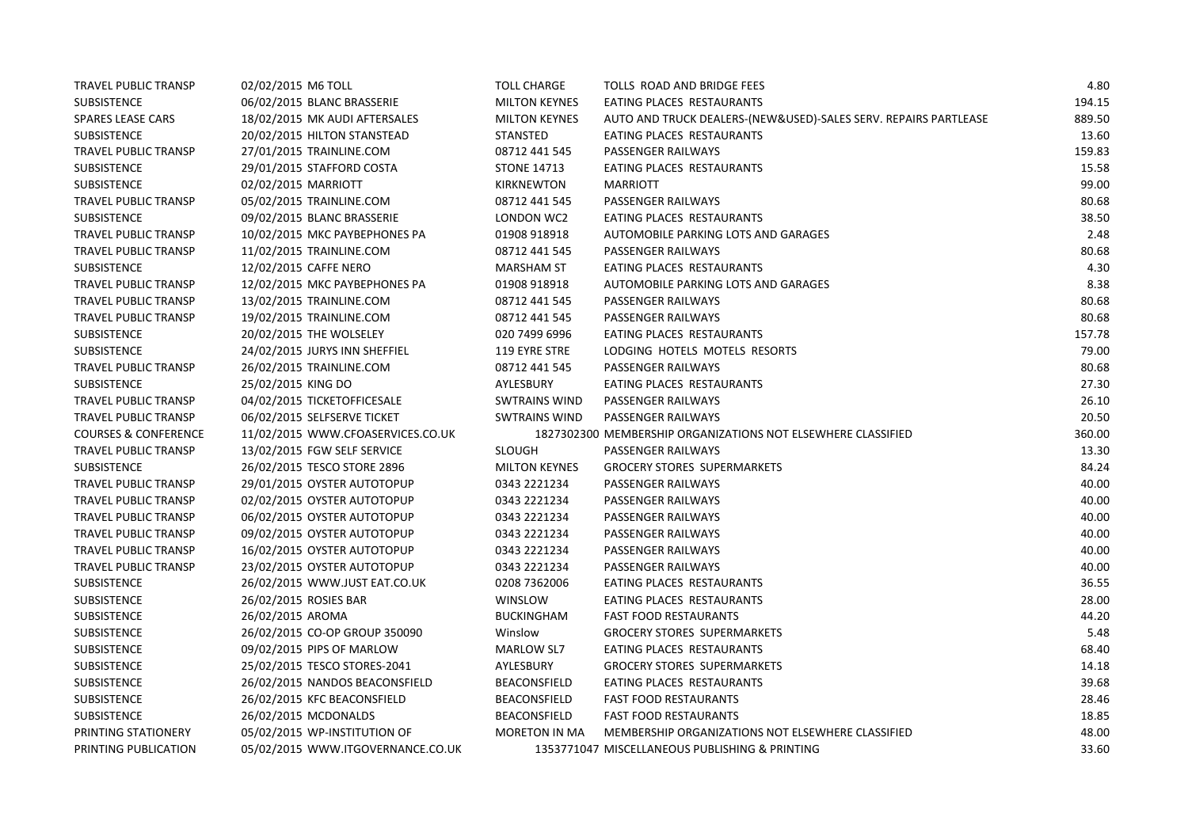| | | | | | |
|---|---|---|---|---|---|
| TRAVEL PUBLIC TRANSP | 02/02/2015 | M6 TOLL | TOLL CHARGE | TOLLS ROAD AND BRIDGE FEES | 4.80 |
| SUBSISTENCE | 06/02/2015 | BLANC BRASSERIE | MILTON KEYNES | EATING PLACES RESTAURANTS | 194.15 |
| SPARES LEASE CARS | 18/02/2015 | MK AUDI AFTERSALES | MILTON KEYNES | AUTO AND TRUCK DEALERS-(NEW&USED)-SALES SERV. REPAIRS PARTLEASE | 889.50 |
| SUBSISTENCE | 20/02/2015 | HILTON STANSTEAD | STANSTED | EATING PLACES RESTAURANTS | 13.60 |
| TRAVEL PUBLIC TRANSP | 27/01/2015 | TRAINLINE.COM | 08712 441 545 | PASSENGER RAILWAYS | 159.83 |
| SUBSISTENCE | 29/01/2015 | STAFFORD COSTA | STONE 14713 | EATING PLACES RESTAURANTS | 15.58 |
| SUBSISTENCE | 02/02/2015 | MARRIOTT | KIRKNEWTON | MARRIOTT | 99.00 |
| TRAVEL PUBLIC TRANSP | 05/02/2015 | TRAINLINE.COM | 08712 441 545 | PASSENGER RAILWAYS | 80.68 |
| SUBSISTENCE | 09/02/2015 | BLANC BRASSERIE | LONDON WC2 | EATING PLACES RESTAURANTS | 38.50 |
| TRAVEL PUBLIC TRANSP | 10/02/2015 | MKC PAYBEPHONES PA | 01908 918918 | AUTOMOBILE PARKING LOTS AND GARAGES | 2.48 |
| TRAVEL PUBLIC TRANSP | 11/02/2015 | TRAINLINE.COM | 08712 441 545 | PASSENGER RAILWAYS | 80.68 |
| SUBSISTENCE | 12/02/2015 | CAFFE NERO | MARSHAM ST | EATING PLACES RESTAURANTS | 4.30 |
| TRAVEL PUBLIC TRANSP | 12/02/2015 | MKC PAYBEPHONES PA | 01908 918918 | AUTOMOBILE PARKING LOTS AND GARAGES | 8.38 |
| TRAVEL PUBLIC TRANSP | 13/02/2015 | TRAINLINE.COM | 08712 441 545 | PASSENGER RAILWAYS | 80.68 |
| TRAVEL PUBLIC TRANSP | 19/02/2015 | TRAINLINE.COM | 08712 441 545 | PASSENGER RAILWAYS | 80.68 |
| SUBSISTENCE | 20/02/2015 | THE WOLSELEY | 020 7499 6996 | EATING PLACES RESTAURANTS | 157.78 |
| SUBSISTENCE | 24/02/2015 | JURYS INN SHEFFIEL | 119 EYRE STRE | LODGING HOTELS MOTELS RESORTS | 79.00 |
| TRAVEL PUBLIC TRANSP | 26/02/2015 | TRAINLINE.COM | 08712 441 545 | PASSENGER RAILWAYS | 80.68 |
| SUBSISTENCE | 25/02/2015 | KING DO | AYLESBURY | EATING PLACES RESTAURANTS | 27.30 |
| TRAVEL PUBLIC TRANSP | 04/02/2015 | TICKETOFFICESALE | SWTRAINS WIND | PASSENGER RAILWAYS | 26.10 |
| TRAVEL PUBLIC TRANSP | 06/02/2015 | SELFSERVE TICKET | SWTRAINS WIND | PASSENGER RAILWAYS | 20.50 |
| COURSES & CONFERENCE | 11/02/2015 | WWW.CFOASERVICES.CO.UK | 1827302300 | MEMBERSHIP ORGANIZATIONS NOT ELSEWHERE CLASSIFIED | 360.00 |
| TRAVEL PUBLIC TRANSP | 13/02/2015 | FGW SELF SERVICE | SLOUGH | PASSENGER RAILWAYS | 13.30 |
| SUBSISTENCE | 26/02/2015 | TESCO STORE 2896 | MILTON KEYNES | GROCERY STORES SUPERMARKETS | 84.24 |
| TRAVEL PUBLIC TRANSP | 29/01/2015 | OYSTER AUTOTOPUP | 0343 2221234 | PASSENGER RAILWAYS | 40.00 |
| TRAVEL PUBLIC TRANSP | 02/02/2015 | OYSTER AUTOTOPUP | 0343 2221234 | PASSENGER RAILWAYS | 40.00 |
| TRAVEL PUBLIC TRANSP | 06/02/2015 | OYSTER AUTOTOPUP | 0343 2221234 | PASSENGER RAILWAYS | 40.00 |
| TRAVEL PUBLIC TRANSP | 09/02/2015 | OYSTER AUTOTOPUP | 0343 2221234 | PASSENGER RAILWAYS | 40.00 |
| TRAVEL PUBLIC TRANSP | 16/02/2015 | OYSTER AUTOTOPUP | 0343 2221234 | PASSENGER RAILWAYS | 40.00 |
| TRAVEL PUBLIC TRANSP | 23/02/2015 | OYSTER AUTOTOPUP | 0343 2221234 | PASSENGER RAILWAYS | 40.00 |
| SUBSISTENCE | 26/02/2015 | WWW.JUST EAT.CO.UK | 0208 7362006 | EATING PLACES RESTAURANTS | 36.55 |
| SUBSISTENCE | 26/02/2015 | ROSIES BAR | WINSLOW | EATING PLACES RESTAURANTS | 28.00 |
| SUBSISTENCE | 26/02/2015 | AROMA | BUCKINGHAM | FAST FOOD RESTAURANTS | 44.20 |
| SUBSISTENCE | 26/02/2015 | CO-OP GROUP 350090 | Winslow | GROCERY STORES SUPERMARKETS | 5.48 |
| SUBSISTENCE | 09/02/2015 | PIPS OF MARLOW | MARLOW SL7 | EATING PLACES RESTAURANTS | 68.40 |
| SUBSISTENCE | 25/02/2015 | TESCO STORES-2041 | AYLESBURY | GROCERY STORES SUPERMARKETS | 14.18 |
| SUBSISTENCE | 26/02/2015 | NANDOS BEACONSFIELD | BEACONSFIELD | EATING PLACES RESTAURANTS | 39.68 |
| SUBSISTENCE | 26/02/2015 | KFC BEACONSFIELD | BEACONSFIELD | FAST FOOD RESTAURANTS | 28.46 |
| SUBSISTENCE | 26/02/2015 | MCDONALDS | BEACONSFIELD | FAST FOOD RESTAURANTS | 18.85 |
| PRINTING STATIONERY | 05/02/2015 | WP-INSTITUTION OF | MORETON IN MA | MEMBERSHIP ORGANIZATIONS NOT ELSEWHERE CLASSIFIED | 48.00 |
| PRINTING PUBLICATION | 05/02/2015 | WWW.ITGOVERNANCE.CO.UK | 1353771047 | MISCELLANEOUS PUBLISHING & PRINTING | 33.60 |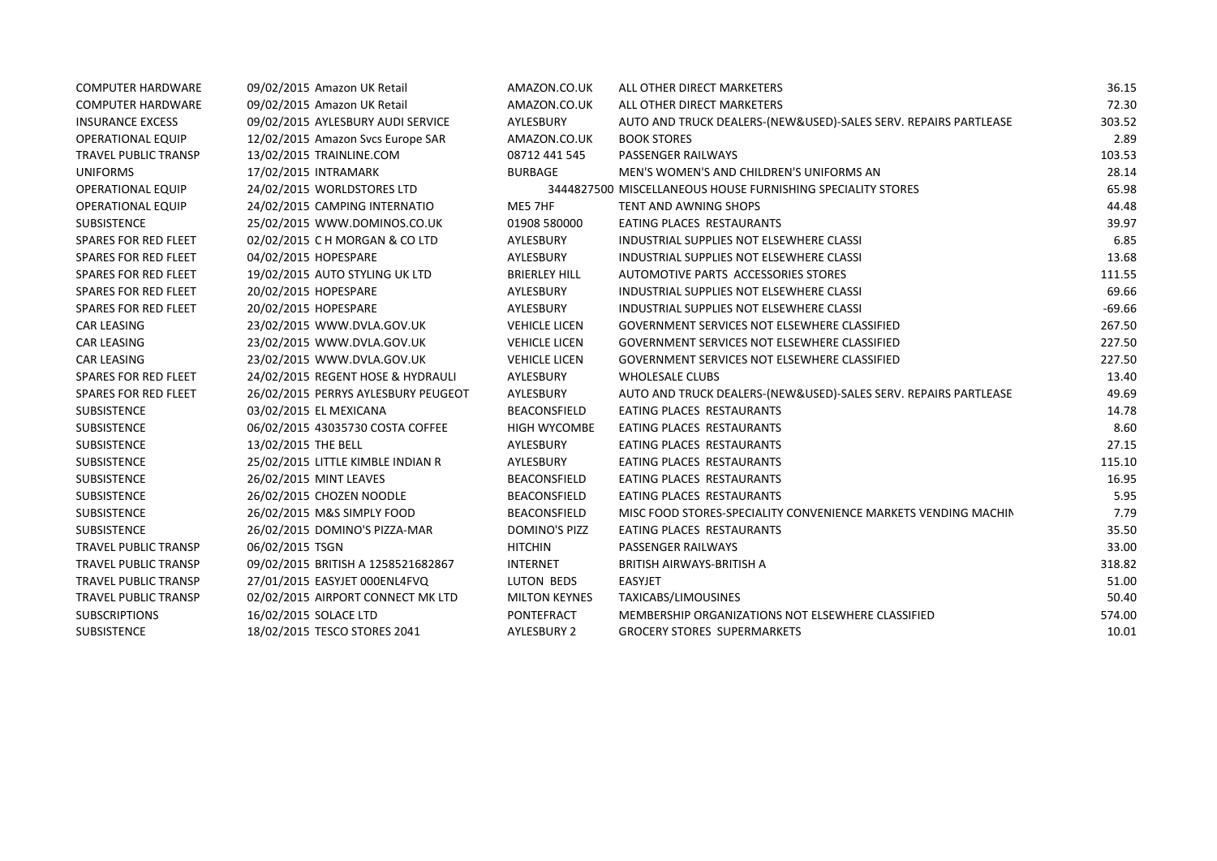| | | | | | |
|---|---|---|---|---|---|
| COMPUTER HARDWARE | 09/02/2015 | Amazon UK Retail | AMAZON.CO.UK | ALL OTHER DIRECT MARKETERS | 36.15 |
| COMPUTER HARDWARE | 09/02/2015 | Amazon UK Retail | AMAZON.CO.UK | ALL OTHER DIRECT MARKETERS | 72.30 |
| INSURANCE EXCESS | 09/02/2015 | AYLESBURY AUDI SERVICE | AYLESBURY | AUTO AND TRUCK DEALERS-(NEW&USED)-SALES SERV. REPAIRS PARTLEASE | 303.52 |
| OPERATIONAL EQUIP | 12/02/2015 | Amazon Svcs Europe SAR | AMAZON.CO.UK | BOOK STORES | 2.89 |
| TRAVEL PUBLIC TRANSP | 13/02/2015 | TRAINLINE.COM | 08712 441 545 | PASSENGER RAILWAYS | 103.53 |
| UNIFORMS | 17/02/2015 | INTRAMARK | BURBAGE | MEN'S WOMEN'S AND CHILDREN'S UNIFORMS AN | 28.14 |
| OPERATIONAL EQUIP | 24/02/2015 | WORLDSTORES LTD | 3444827500 | MISCELLANEOUS HOUSE FURNISHING SPECIALITY STORES | 65.98 |
| OPERATIONAL EQUIP | 24/02/2015 | CAMPING INTERNATIO | ME5 7HF | TENT AND AWNING SHOPS | 44.48 |
| SUBSISTENCE | 25/02/2015 | WWW.DOMINOS.CO.UK | 01908 580000 | EATING PLACES RESTAURANTS | 39.97 |
| SPARES FOR RED FLEET | 02/02/2015 | C H MORGAN & CO LTD | AYLESBURY | INDUSTRIAL SUPPLIES NOT ELSEWHERE CLASSI | 6.85 |
| SPARES FOR RED FLEET | 04/02/2015 | HOPESPARE | AYLESBURY | INDUSTRIAL SUPPLIES NOT ELSEWHERE CLASSI | 13.68 |
| SPARES FOR RED FLEET | 19/02/2015 | AUTO STYLING UK LTD | BRIERLEY HILL | AUTOMOTIVE PARTS ACCESSORIES STORES | 111.55 |
| SPARES FOR RED FLEET | 20/02/2015 | HOPESPARE | AYLESBURY | INDUSTRIAL SUPPLIES NOT ELSEWHERE CLASSI | 69.66 |
| SPARES FOR RED FLEET | 20/02/2015 | HOPESPARE | AYLESBURY | INDUSTRIAL SUPPLIES NOT ELSEWHERE CLASSI | -69.66 |
| CAR LEASING | 23/02/2015 | WWW.DVLA.GOV.UK | VEHICLE LICEN | GOVERNMENT SERVICES NOT ELSEWHERE CLASSIFIED | 267.50 |
| CAR LEASING | 23/02/2015 | WWW.DVLA.GOV.UK | VEHICLE LICEN | GOVERNMENT SERVICES NOT ELSEWHERE CLASSIFIED | 227.50 |
| CAR LEASING | 23/02/2015 | WWW.DVLA.GOV.UK | VEHICLE LICEN | GOVERNMENT SERVICES NOT ELSEWHERE CLASSIFIED | 227.50 |
| SPARES FOR RED FLEET | 24/02/2015 | REGENT HOSE & HYDRAULI | AYLESBURY | WHOLESALE CLUBS | 13.40 |
| SPARES FOR RED FLEET | 26/02/2015 | PERRYS AYLESBURY PEUGEOT | AYLESBURY | AUTO AND TRUCK DEALERS-(NEW&USED)-SALES SERV. REPAIRS PARTLEASE | 49.69 |
| SUBSISTENCE | 03/02/2015 | EL MEXICANA | BEACONSFIELD | EATING PLACES RESTAURANTS | 14.78 |
| SUBSISTENCE | 06/02/2015 | 43035730 COSTA COFFEE | HIGH WYCOMBE | EATING PLACES RESTAURANTS | 8.60 |
| SUBSISTENCE | 13/02/2015 | THE BELL | AYLESBURY | EATING PLACES RESTAURANTS | 27.15 |
| SUBSISTENCE | 25/02/2015 | LITTLE KIMBLE INDIAN R | AYLESBURY | EATING PLACES RESTAURANTS | 115.10 |
| SUBSISTENCE | 26/02/2015 | MINT LEAVES | BEACONSFIELD | EATING PLACES RESTAURANTS | 16.95 |
| SUBSISTENCE | 26/02/2015 | CHOZEN NOODLE | BEACONSFIELD | EATING PLACES RESTAURANTS | 5.95 |
| SUBSISTENCE | 26/02/2015 | M&S SIMPLY FOOD | BEACONSFIELD | MISC FOOD STORES-SPECIALITY CONVENIENCE MARKETS VENDING MACHIN | 7.79 |
| SUBSISTENCE | 26/02/2015 | DOMINO'S PIZZA-MAR | DOMINO'S PIZZ | EATING PLACES RESTAURANTS | 35.50 |
| TRAVEL PUBLIC TRANSP | 06/02/2015 | TSGN | HITCHIN | PASSENGER RAILWAYS | 33.00 |
| TRAVEL PUBLIC TRANSP | 09/02/2015 | BRITISH A 1258521682867 | INTERNET | BRITISH AIRWAYS-BRITISH A | 318.82 |
| TRAVEL PUBLIC TRANSP | 27/01/2015 | EASYJET 000ENL4FVQ | LUTON BEDS | EASYJET | 51.00 |
| TRAVEL PUBLIC TRANSP | 02/02/2015 | AIRPORT CONNECT MK LTD | MILTON KEYNES | TAXICABS/LIMOUSINES | 50.40 |
| SUBSCRIPTIONS | 16/02/2015 | SOLACE LTD | PONTEFRACT | MEMBERSHIP ORGANIZATIONS NOT ELSEWHERE CLASSIFIED | 574.00 |
| SUBSISTENCE | 18/02/2015 | TESCO STORES 2041 | AYLESBURY 2 | GROCERY STORES SUPERMARKETS | 10.01 |